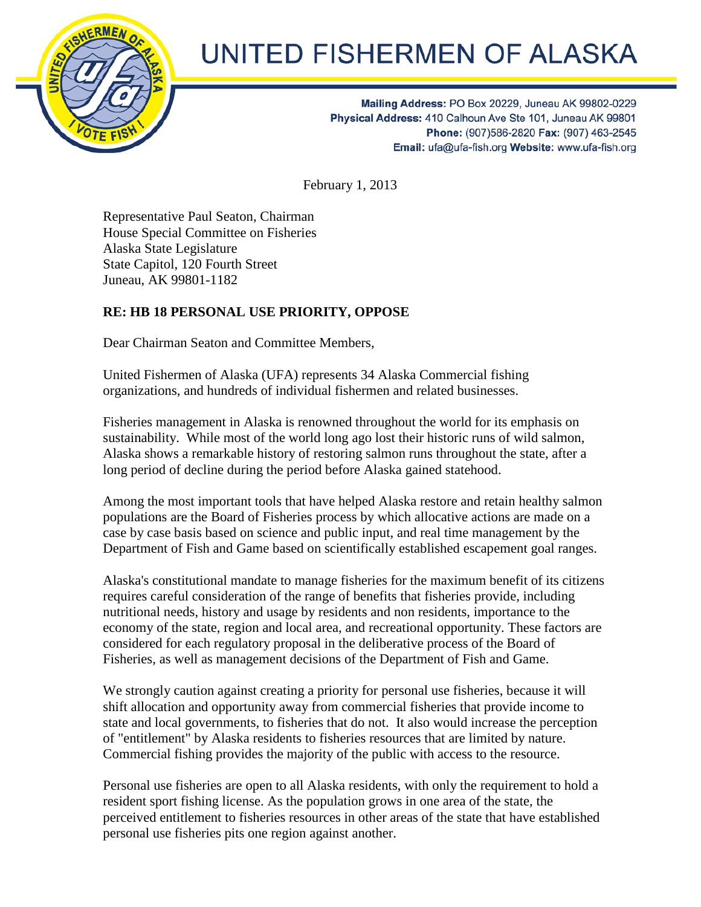# UNITED FISHERMEN OF ALASKA

**Mailing Address:** PO Box 20229, Juneau AK 99802-0229
**Physical Address:** 410 Calhoun Ave Ste 101, Juneau AK 99801
**Phone:** (907)586-2820 **Fax:** (907) 463-2545
**Email:** ufa@ufa-fish.org **Website:** www.ufa-fish.org

February 1, 2013

Representative Paul Seaton, Chairman
House Special Committee on Fisheries
Alaska State Legislature
State Capitol, 120 Fourth Street
Juneau, AK 99801-1182

**RE: HB 18 PERSONAL USE PRIORITY, OPPOSE**

Dear Chairman Seaton and Committee Members,

United Fishermen of Alaska (UFA) represents 34 Alaska Commercial fishing organizations, and hundreds of individual fishermen and related businesses.

Fisheries management in Alaska is renowned throughout the world for its emphasis on sustainability. While most of the world long ago lost their historic runs of wild salmon, Alaska shows a remarkable history of restoring salmon runs throughout the state, after a long period of decline during the period before Alaska gained statehood.

Among the most important tools that have helped Alaska restore and retain healthy salmon populations are the Board of Fisheries process by which allocative actions are made on a case by case basis based on science and public input, and real time management by the Department of Fish and Game based on scientifically established escapement goal ranges.

Alaska's constitutional mandate to manage fisheries for the maximum benefit of its citizens requires careful consideration of the range of benefits that fisheries provide, including nutritional needs, history and usage by residents and non residents, importance to the economy of the state, region and local area, and recreational opportunity. These factors are considered for each regulatory proposal in the deliberative process of the Board of Fisheries, as well as management decisions of the Department of Fish and Game.

We strongly caution against creating a priority for personal use fisheries, because it will shift allocation and opportunity away from commercial fisheries that provide income to state and local governments, to fisheries that do not. It also would increase the perception of "entitlement" by Alaska residents to fisheries resources that are limited by nature. Commercial fishing provides the majority of the public with access to the resource.

Personal use fisheries are open to all Alaska residents, with only the requirement to hold a resident sport fishing license. As the population grows in one area of the state, the perceived entitlement to fisheries resources in other areas of the state that have established personal use fisheries pits one region against another.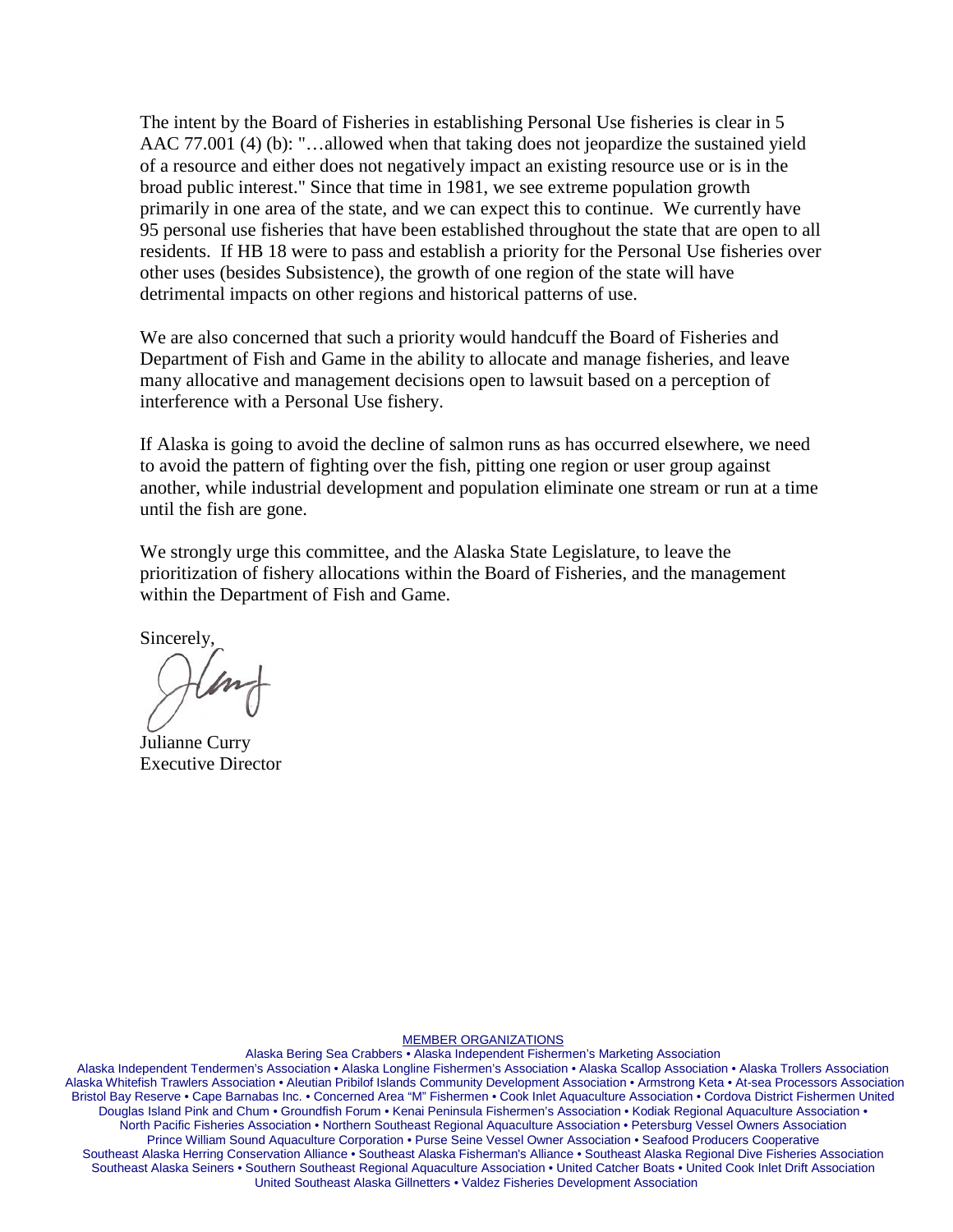The intent by the Board of Fisheries in establishing Personal Use fisheries is clear in 5 AAC 77.001 (4) (b): "…allowed when that taking does not jeopardize the sustained yield of a resource and either does not negatively impact an existing resource use or is in the broad public interest." Since that time in 1981, we see extreme population growth primarily in one area of the state, and we can expect this to continue. We currently have 95 personal use fisheries that have been established throughout the state that are open to all residents. If HB 18 were to pass and establish a priority for the Personal Use fisheries over other uses (besides Subsistence), the growth of one region of the state will have detrimental impacts on other regions and historical patterns of use.

We are also concerned that such a priority would handcuff the Board of Fisheries and Department of Fish and Game in the ability to allocate and manage fisheries, and leave many allocative and management decisions open to lawsuit based on a perception of interference with a Personal Use fishery.

If Alaska is going to avoid the decline of salmon runs as has occurred elsewhere, we need to avoid the pattern of fighting over the fish, pitting one region or user group against another, while industrial development and population eliminate one stream or run at a time until the fish are gone.

We strongly urge this committee, and the Alaska State Legislature, to leave the prioritization of fishery allocations within the Board of Fisheries, and the management within the Department of Fish and Game.

Sincerely,

Julianne Curry
Executive Director

MEMBER ORGANIZATIONS

Alaska Bering Sea Crabbers • Alaska Independent Fishermen's Marketing Association
Alaska Independent Tendermen's Association • Alaska Longline Fishermen's Association • Alaska Scallop Association • Alaska Trollers Association
Alaska Whitefish Trawlers Association • Aleutian Pribilof Islands Community Development Association • Armstrong Keta • At-sea Processors Association
Bristol Bay Reserve • Cape Barnabas Inc. • Concerned Area "M" Fishermen • Cook Inlet Aquaculture Association • Cordova District Fishermen United
Douglas Island Pink and Chum • Groundfish Forum • Kenai Peninsula Fishermen's Association • Kodiak Regional Aquaculture Association •
North Pacific Fisheries Association • Northern Southeast Regional Aquaculture Association • Petersburg Vessel Owners Association
Prince William Sound Aquaculture Corporation • Purse Seine Vessel Owner Association • Seafood Producers Cooperative
Southeast Alaska Herring Conservation Alliance • Southeast Alaska Fisherman's Alliance • Southeast Alaska Regional Dive Fisheries Association
Southeast Alaska Seiners • Southern Southeast Regional Aquaculture Association • United Catcher Boats • United Cook Inlet Drift Association
United Southeast Alaska Gillnetters • Valdez Fisheries Development Association